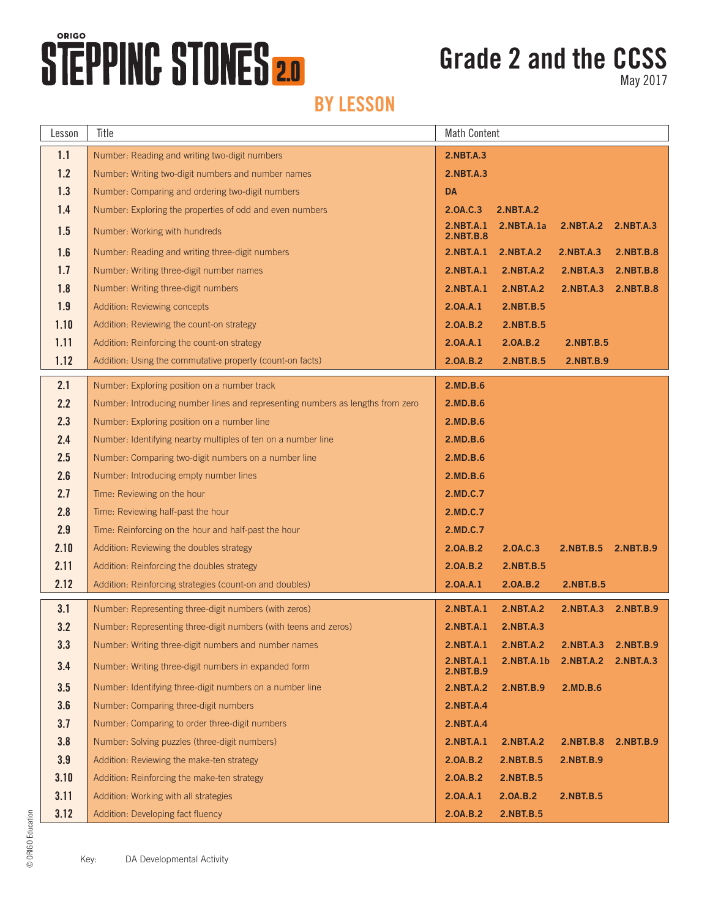# ORIGO STEPPING STONES 2.0

# Grade 2 and the CCSS

May 2017

## BY LESSON

| Lesson | Title | Math Content |
|---|---|---|
| 1.1 | Number: Reading and writing two-digit numbers | 2.NBT.A.3 |
| 1.2 | Number: Writing two-digit numbers and number names | 2.NBT.A.3 |
| 1.3 | Number: Comparing and ordering two-digit numbers | DA |
| 1.4 | Number: Exploring the properties of odd and even numbers | 2.OA.C.3 2.NBT.A.2 |
| 1.5 | Number: Working with hundreds | 2.NBT.A.1 2.NBT.A.1a 2.NBT.A.2 2.NBT.A.3 2.NBT.B.8 |
| 1.6 | Number: Reading and writing three-digit numbers | 2.NBT.A.1 2.NBT.A.2 2.NBT.A.3 2.NBT.B.8 |
| 1.7 | Number: Writing three-digit number names | 2.NBT.A.1 2.NBT.A.2 2.NBT.A.3 2.NBT.B.8 |
| 1.8 | Number: Writing three-digit numbers | 2.NBT.A.1 2.NBT.A.2 2.NBT.A.3 2.NBT.B.8 |
| 1.9 | Addition: Reviewing concepts | 2.OA.A.1 2.NBT.B.5 |
| 1.10 | Addition: Reviewing the count-on strategy | 2.OA.B.2 2.NBT.B.5 |
| 1.11 | Addition: Reinforcing the count-on strategy | 2.OA.A.1 2.OA.B.2 2.NBT.B.5 |
| 1.12 | Addition: Using the commutative property (count-on facts) | 2.OA.B.2 2.NBT.B.5 2.NBT.B.9 |
| 2.1 | Number: Exploring position on a number track | 2.MD.B.6 |
| 2.2 | Number: Introducing number lines and representing numbers as lengths from zero | 2.MD.B.6 |
| 2.3 | Number: Exploring position on a number line | 2.MD.B.6 |
| 2.4 | Number: Identifying nearby multiples of ten on a number line | 2.MD.B.6 |
| 2.5 | Number: Comparing two-digit numbers on a number line | 2.MD.B.6 |
| 2.6 | Number: Introducing empty number lines | 2.MD.B.6 |
| 2.7 | Time: Reviewing on the hour | 2.MD.C.7 |
| 2.8 | Time: Reviewing half-past the hour | 2.MD.C.7 |
| 2.9 | Time: Reinforcing on the hour and half-past the hour | 2.MD.C.7 |
| 2.10 | Addition: Reviewing the doubles strategy | 2.OA.B.2 2.OA.C.3 2.NBT.B.5 2.NBT.B.9 |
| 2.11 | Addition: Reinforcing the doubles strategy | 2.OA.B.2 2.NBT.B.5 |
| 2.12 | Addition: Reinforcing strategies (count-on and doubles) | 2.OA.A.1 2.OA.B.2 2.NBT.B.5 |
| 3.1 | Number: Representing three-digit numbers (with zeros) | 2.NBT.A.1 2.NBT.A.2 2.NBT.A.3 2.NBT.B.9 |
| 3.2 | Number: Representing three-digit numbers (with teens and zeros) | 2.NBT.A.1 2.NBT.A.3 |
| 3.3 | Number: Writing three-digit numbers and number names | 2.NBT.A.1 2.NBT.A.2 2.NBT.A.3 2.NBT.B.9 |
| 3.4 | Number: Writing three-digit numbers in expanded form | 2.NBT.A.1 2.NBT.A.1b 2.NBT.A.2 2.NBT.A.3 2.NBT.B.9 |
| 3.5 | Number: Identifying three-digit numbers on a number line | 2.NBT.A.2 2.NBT.B.9 2.MD.B.6 |
| 3.6 | Number: Comparing three-digit numbers | 2.NBT.A.4 |
| 3.7 | Number: Comparing to order three-digit numbers | 2.NBT.A.4 |
| 3.8 | Number: Solving puzzles (three-digit numbers) | 2.NBT.A.1 2.NBT.A.2 2.NBT.B.8 2.NBT.B.9 |
| 3.9 | Addition: Reviewing the make-ten strategy | 2.OA.B.2 2.NBT.B.5 2.NBT.B.9 |
| 3.10 | Addition: Reinforcing the make-ten strategy | 2.OA.B.2 2.NBT.B.5 |
| 3.11 | Addition: Working with all strategies | 2.OA.A.1 2.OA.B.2 2.NBT.B.5 |
| 3.12 | Addition: Developing fact fluency | 2.OA.B.2 2.NBT.B.5 |

Key: DA Developmental Activity

© ORIGO Education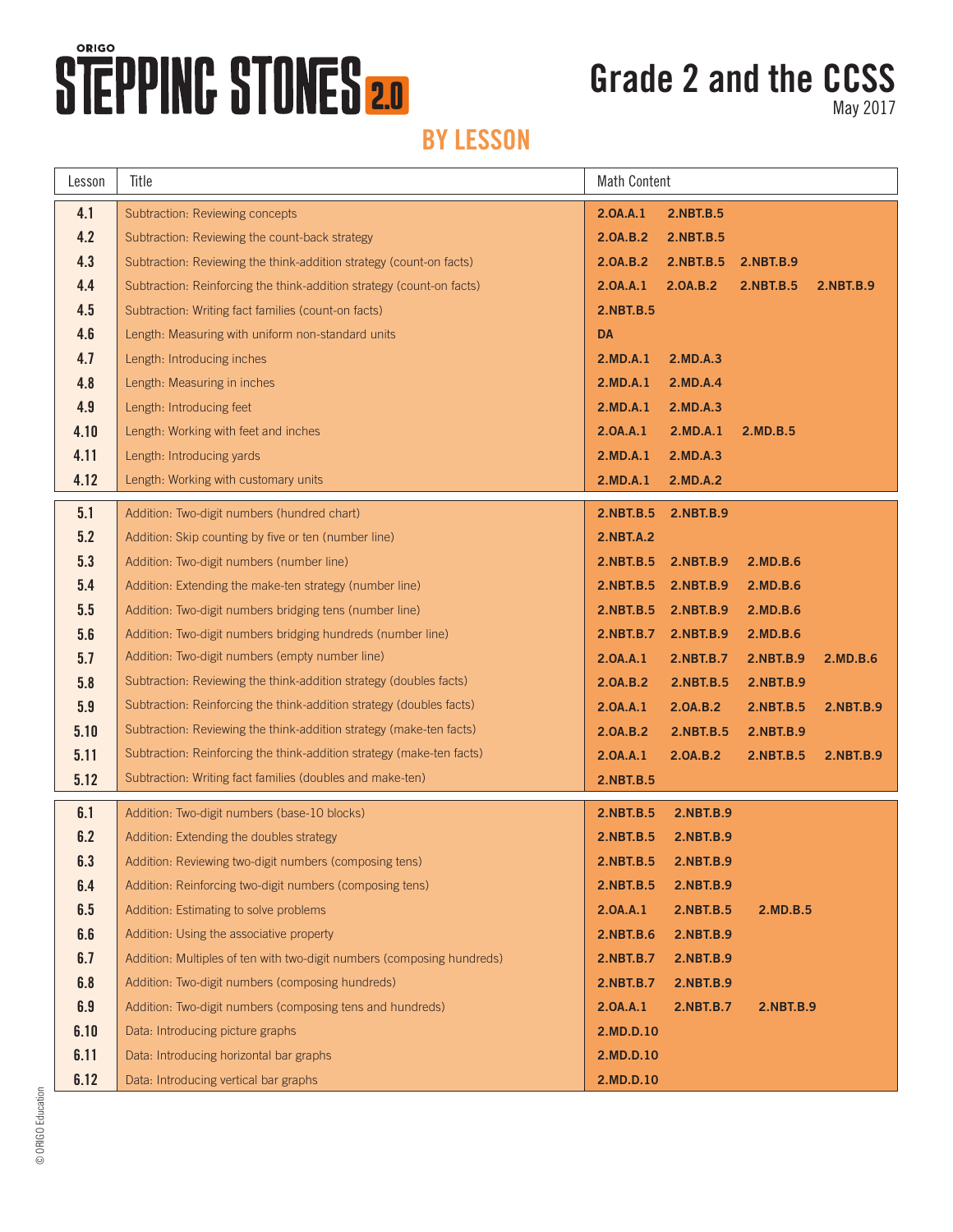# ORIGO STEPPING STONES 2.0

# Grade 2 and the CCSS

May 2017

## BY LESSON

| Lesson | Title | Math Content |
|---|---|---|
| 4.1 | Subtraction: Reviewing concepts | 2.OA.A.1 2.NBT.B.5 |
| 4.2 | Subtraction: Reviewing the count-back strategy | 2.OA.B.2 2.NBT.B.5 |
| 4.3 | Subtraction: Reviewing the think-addition strategy (count-on facts) | 2.OA.B.2 2.NBT.B.5 2.NBT.B.9 |
| 4.4 | Subtraction: Reinforcing the think-addition strategy (count-on facts) | 2.OA.A.1 2.OA.B.2 2.NBT.B.5 2.NBT.B.9 |
| 4.5 | Subtraction: Writing fact families (count-on facts) | 2.NBT.B.5 |
| 4.6 | Length: Measuring with uniform non-standard units | DA |
| 4.7 | Length: Introducing inches | 2.MD.A.1 2.MD.A.3 |
| 4.8 | Length: Measuring in inches | 2.MD.A.1 2.MD.A.4 |
| 4.9 | Length: Introducing feet | 2.MD.A.1 2.MD.A.3 |
| 4.10 | Length: Working with feet and inches | 2.OA.A.1 2.MD.A.1 2.MD.B.5 |
| 4.11 | Length: Introducing yards | 2.MD.A.1 2.MD.A.3 |
| 4.12 | Length: Working with customary units | 2.MD.A.1 2.MD.A.2 |
| 5.1 | Addition: Two-digit numbers (hundred chart) | 2.NBT.B.5 2.NBT.B.9 |
| 5.2 | Addition: Skip counting by five or ten (number line) | 2.NBT.A.2 |
| 5.3 | Addition: Two-digit numbers (number line) | 2.NBT.B.5 2.NBT.B.9 2.MD.B.6 |
| 5.4 | Addition: Extending the make-ten strategy (number line) | 2.NBT.B.5 2.NBT.B.9 2.MD.B.6 |
| 5.5 | Addition: Two-digit numbers bridging tens (number line) | 2.NBT.B.5 2.NBT.B.9 2.MD.B.6 |
| 5.6 | Addition: Two-digit numbers bridging hundreds (number line) | 2.NBT.B.7 2.NBT.B.9 2.MD.B.6 |
| 5.7 | Addition: Two-digit numbers (empty number line) | 2.OA.A.1 2.NBT.B.7 2.NBT.B.9 2.MD.B.6 |
| 5.8 | Subtraction: Reviewing the think-addition strategy (doubles facts) | 2.OA.B.2 2.NBT.B.5 2.NBT.B.9 |
| 5.9 | Subtraction: Reinforcing the think-addition strategy (doubles facts) | 2.OA.A.1 2.OA.B.2 2.NBT.B.5 2.NBT.B.9 |
| 5.10 | Subtraction: Reviewing the think-addition strategy (make-ten facts) | 2.OA.B.2 2.NBT.B.5 2.NBT.B.9 |
| 5.11 | Subtraction: Reinforcing the think-addition strategy (make-ten facts) | 2.OA.A.1 2.OA.B.2 2.NBT.B.5 2.NBT.B.9 |
| 5.12 | Subtraction: Writing fact families (doubles and make-ten) | 2.NBT.B.5 |
| 6.1 | Addition: Two-digit numbers (base-10 blocks) | 2.NBT.B.5 2.NBT.B.9 |
| 6.2 | Addition: Extending the doubles strategy | 2.NBT.B.5 2.NBT.B.9 |
| 6.3 | Addition: Reviewing two-digit numbers (composing tens) | 2.NBT.B.5 2.NBT.B.9 |
| 6.4 | Addition: Reinforcing two-digit numbers (composing tens) | 2.NBT.B.5 2.NBT.B.9 |
| 6.5 | Addition: Estimating to solve problems | 2.OA.A.1 2.NBT.B.5 2.MD.B.5 |
| 6.6 | Addition: Using the associative property | 2.NBT.B.6 2.NBT.B.9 |
| 6.7 | Addition: Multiples of ten with two-digit numbers (composing hundreds) | 2.NBT.B.7 2.NBT.B.9 |
| 6.8 | Addition: Two-digit numbers (composing hundreds) | 2.NBT.B.7 2.NBT.B.9 |
| 6.9 | Addition: Two-digit numbers (composing tens and hundreds) | 2.OA.A.1 2.NBT.B.7 2.NBT.B.9 |
| 6.10 | Data: Introducing picture graphs | 2.MD.D.10 |
| 6.11 | Data: Introducing horizontal bar graphs | 2.MD.D.10 |
| 6.12 | Data: Introducing vertical bar graphs | 2.MD.D.10 |

© ORIGO Education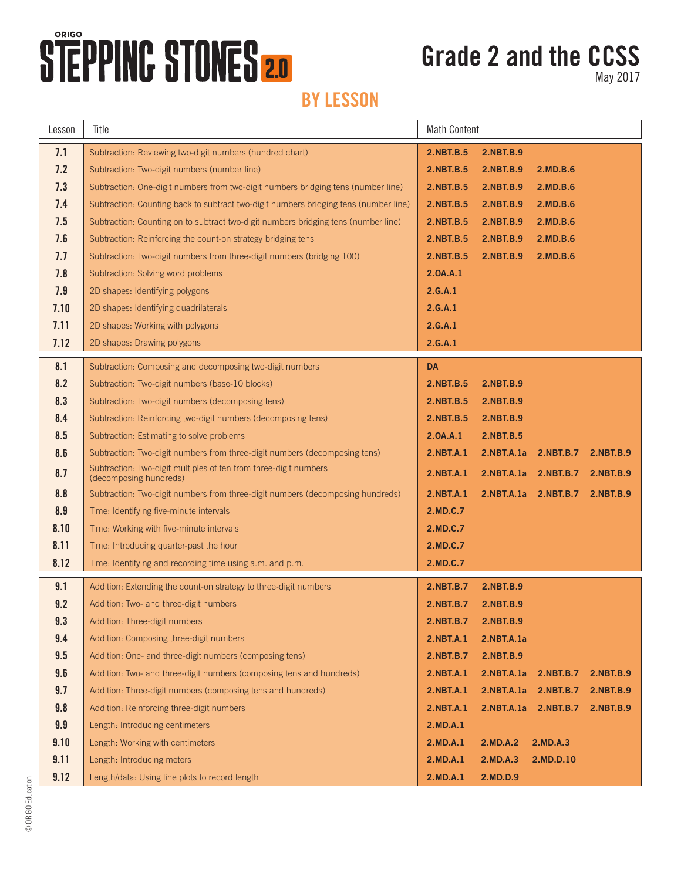ORIGO STEPPING STONES 2.0

# Grade 2 and the CCSS

May 2017

## BY LESSON

| Lesson | Title | Math Content |
|---|---|---|
| 7.1 | Subtraction: Reviewing two-digit numbers (hundred chart) | **2.NBT.B.5 2.NBT.B.9** |
| 7.2 | Subtraction: Two-digit numbers (number line) | **2.NBT.B.5 2.NBT.B.9 2.MD.B.6** |
| 7.3 | Subtraction: One-digit numbers from two-digit numbers bridging tens (number line) | **2.NBT.B.5 2.NBT.B.9 2.MD.B.6** |
| 7.4 | Subtraction: Counting back to subtract two-digit numbers bridging tens (number line) | **2.NBT.B.5 2.NBT.B.9 2.MD.B.6** |
| 7.5 | Subtraction: Counting on to subtract two-digit numbers bridging tens (number line) | **2.NBT.B.5 2.NBT.B.9 2.MD.B.6** |
| 7.6 | Subtraction: Reinforcing the count-on strategy bridging tens | **2.NBT.B.5 2.NBT.B.9 2.MD.B.6** |
| 7.7 | Subtraction: Two-digit numbers from three-digit numbers (bridging 100) | **2.NBT.B.5 2.NBT.B.9 2.MD.B.6** |
| 7.8 | Subtraction: Solving word problems | **2.OA.A.1** |
| 7.9 | 2D shapes: Identifying polygons | **2.G.A.1** |
| 7.10 | 2D shapes: Identifying quadrilaterals | **2.G.A.1** |
| 7.11 | 2D shapes: Working with polygons | **2.G.A.1** |
| 7.12 | 2D shapes: Drawing polygons | **2.G.A.1** |
| 8.1 | Subtraction: Composing and decomposing two-digit numbers | **DA** |
| 8.2 | Subtraction: Two-digit numbers (base-10 blocks) | **2.NBT.B.5 2.NBT.B.9** |
| 8.3 | Subtraction: Two-digit numbers (decomposing tens) | **2.NBT.B.5 2.NBT.B.9** |
| 8.4 | Subtraction: Reinforcing two-digit numbers (decomposing tens) | **2.NBT.B.5 2.NBT.B.9** |
| 8.5 | Subtraction: Estimating to solve problems | **2.OA.A.1 2.NBT.B.5** |
| 8.6 | Subtraction: Two-digit numbers from three-digit numbers (decomposing tens) | **2.NBT.A.1 2.NBT.A.1a 2.NBT.B.7 2.NBT.B.9** |
| 8.7 | Subtraction: Two-digit multiples of ten from three-digit numbers (decomposing hundreds) | **2.NBT.A.1 2.NBT.A.1a 2.NBT.B.7 2.NBT.B.9** |
| 8.8 | Subtraction: Two-digit numbers from three-digit numbers (decomposing hundreds) | **2.NBT.A.1 2.NBT.A.1a 2.NBT.B.7 2.NBT.B.9** |
| 8.9 | Time: Identifying five-minute intervals | **2.MD.C.7** |
| 8.10 | Time: Working with five-minute intervals | **2.MD.C.7** |
| 8.11 | Time: Introducing quarter-past the hour | **2.MD.C.7** |
| 8.12 | Time: Identifying and recording time using a.m. and p.m. | **2.MD.C.7** |
| 9.1 | Addition: Extending the count-on strategy to three-digit numbers | **2.NBT.B.7 2.NBT.B.9** |
| 9.2 | Addition: Two- and three-digit numbers | **2.NBT.B.7 2.NBT.B.9** |
| 9.3 | Addition: Three-digit numbers | **2.NBT.B.7 2.NBT.B.9** |
| 9.4 | Addition: Composing three-digit numbers | **2.NBT.A.1 2.NBT.A.1a** |
| 9.5 | Addition: One- and three-digit numbers (composing tens) | **2.NBT.B.7 2.NBT.B.9** |
| 9.6 | Addition: Two- and three-digit numbers (composing tens and hundreds) | **2.NBT.A.1 2.NBT.A.1a 2.NBT.B.7 2.NBT.B.9** |
| 9.7 | Addition: Three-digit numbers (composing tens and hundreds) | **2.NBT.A.1 2.NBT.A.1a 2.NBT.B.7 2.NBT.B.9** |
| 9.8 | Addition: Reinforcing three-digit numbers | **2.NBT.A.1 2.NBT.A.1a 2.NBT.B.7 2.NBT.B.9** |
| 9.9 | Length: Introducing centimeters | **2.MD.A.1** |
| 9.10 | Length: Working with centimeters | **2.MD.A.1 2.MD.A.2 2.MD.A.3** |
| 9.11 | Length: Introducing meters | **2.MD.A.1 2.MD.A.3 2.MD.D.10** |
| 9.12 | Length/data: Using line plots to record length | **2.MD.A.1 2.MD.D.9** |

© ORIGO Education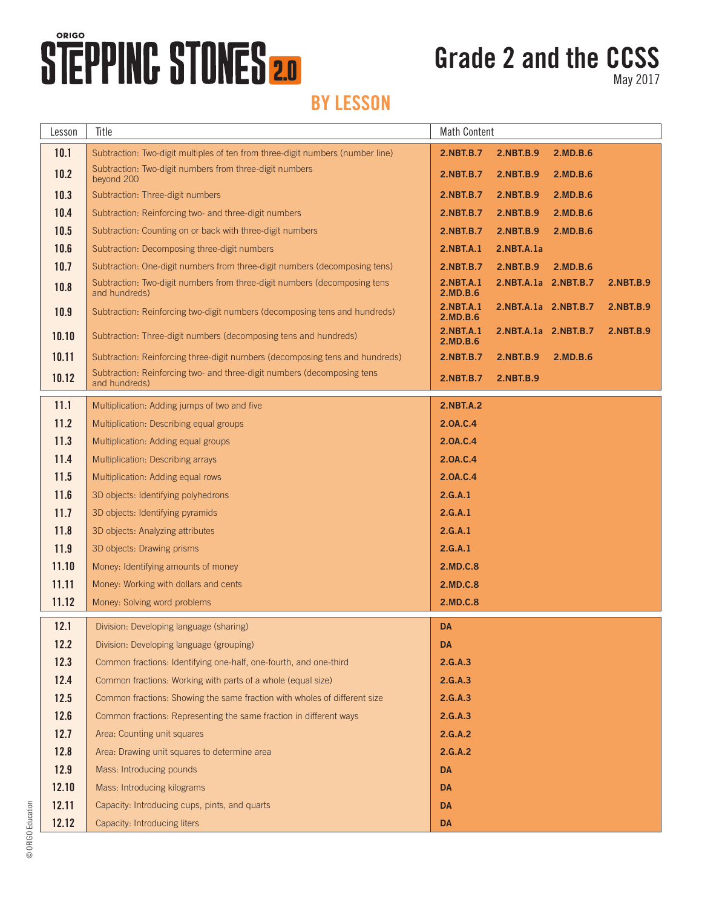# ORIGO STEPPING STONES 2.0

# Grade 2 and the CCSS

May 2017

## BY LESSON

| Lesson | Title | Math Content |
|---|---|---|
| **10.1** | Subtraction: Two-digit multiples of ten from three-digit numbers (number line) | **2.NBT.B.7 2.NBT.B.9 2.MD.B.6** |
| **10.2** | Subtraction: Two-digit numbers from three-digit numbers beyond 200 | **2.NBT.B.7 2.NBT.B.9 2.MD.B.6** |
| **10.3** | Subtraction: Three-digit numbers | **2.NBT.B.7 2.NBT.B.9 2.MD.B.6** |
| **10.4** | Subtraction: Reinforcing two- and three-digit numbers | **2.NBT.B.7 2.NBT.B.9 2.MD.B.6** |
| **10.5** | Subtraction: Counting on or back with three-digit numbers | **2.NBT.B.7 2.NBT.B.9 2.MD.B.6** |
| **10.6** | Subtraction: Decomposing three-digit numbers | **2.NBT.A.1 2.NBT.A.1a** |
| **10.7** | Subtraction: One-digit numbers from three-digit numbers (decomposing tens) | **2.NBT.B.7 2.NBT.B.9 2.MD.B.6** |
| **10.8** | Subtraction: Two-digit numbers from three-digit numbers (decomposing tens and hundreds) | **2.NBT.A.1 2.NBT.A.1a 2.NBT.B.7 2.NBT.B.9 2.MD.B.6** |
| **10.9** | Subtraction: Reinforcing two-digit numbers (decomposing tens and hundreds) | **2.NBT.A.1 2.NBT.A.1a 2.NBT.B.7 2.NBT.B.9 2.MD.B.6** |
| **10.10** | Subtraction: Three-digit numbers (decomposing tens and hundreds) | **2.NBT.A.1 2.NBT.A.1a 2.NBT.B.7 2.NBT.B.9 2.MD.B.6** |
| **10.11** | Subtraction: Reinforcing three-digit numbers (decomposing tens and hundreds) | **2.NBT.B.7 2.NBT.B.9 2.MD.B.6** |
| **10.12** | Subtraction: Reinforcing two- and three-digit numbers (decomposing tens and hundreds) | **2.NBT.B.7 2.NBT.B.9** |
| **11.1** | Multiplication: Adding jumps of two and five | **2.NBT.A.2** |
| **11.2** | Multiplication: Describing equal groups | **2.OA.C.4** |
| **11.3** | Multiplication: Adding equal groups | **2.OA.C.4** |
| **11.4** | Multiplication: Describing arrays | **2.OA.C.4** |
| **11.5** | Multiplication: Adding equal rows | **2.OA.C.4** |
| **11.6** | 3D objects: Identifying polyhedrons | **2.G.A.1** |
| **11.7** | 3D objects: Identifying pyramids | **2.G.A.1** |
| **11.8** | 3D objects: Analyzing attributes | **2.G.A.1** |
| **11.9** | 3D objects: Drawing prisms | **2.G.A.1** |
| **11.10** | Money: Identifying amounts of money | **2.MD.C.8** |
| **11.11** | Money: Working with dollars and cents | **2.MD.C.8** |
| **11.12** | Money: Solving word problems | **2.MD.C.8** |
| **12.1** | Division: Developing language (sharing) | **DA** |
| **12.2** | Division: Developing language (grouping) | **DA** |
| **12.3** | Common fractions: Identifying one-half, one-fourth, and one-third | **2.G.A.3** |
| **12.4** | Common fractions: Working with parts of a whole (equal size) | **2.G.A.3** |
| **12.5** | Common fractions: Showing the same fraction with wholes of different size | **2.G.A.3** |
| **12.6** | Common fractions: Representing the same fraction in different ways | **2.G.A.3** |
| **12.7** | Area: Counting unit squares | **2.G.A.2** |
| **12.8** | Area: Drawing unit squares to determine area | **2.G.A.2** |
| **12.9** | Mass: Introducing pounds | **DA** |
| **12.10** | Mass: Introducing kilograms | **DA** |
| **12.11** | Capacity: Introducing cups, pints, and quarts | **DA** |
| **12.12** | Capacity: Introducing liters | **DA** |

© ORIGO Education